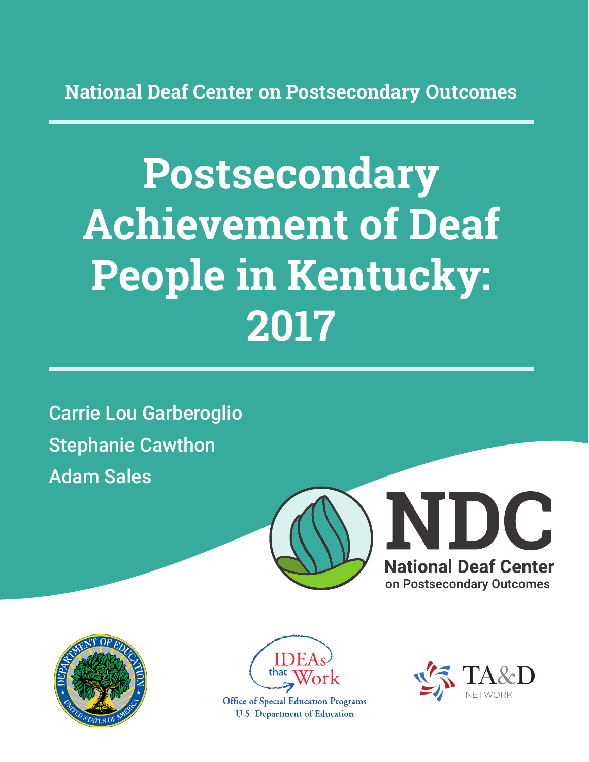National Deaf Center on Postsecondary Outcomes

# Postsecondary Achievement of Deaf People in Kentucky: 2017

Carrie Lou Garberoglio

Stephanie Cawthon

Adam Sales

NDC

National Deaf Center on Postsecondary Outcomes

IDEAs that Work

Office of Special Education Programs
U.S. Department of Education

TA&D NETWORK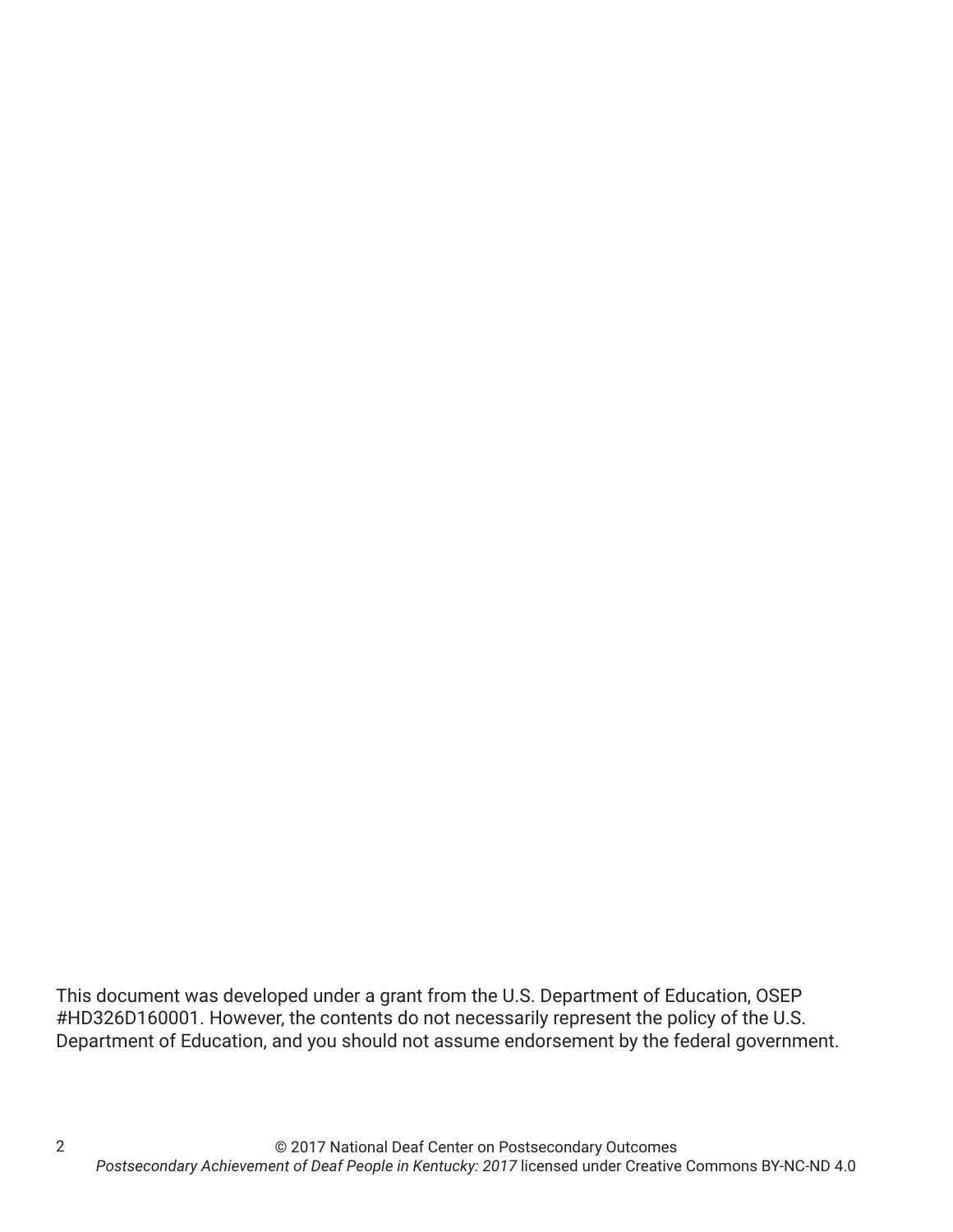This document was developed under a grant from the U.S. Department of Education, OSEP #HD326D160001. However, the contents do not necessarily represent the policy of the U.S. Department of Education, and you should not assume endorsement by the federal government.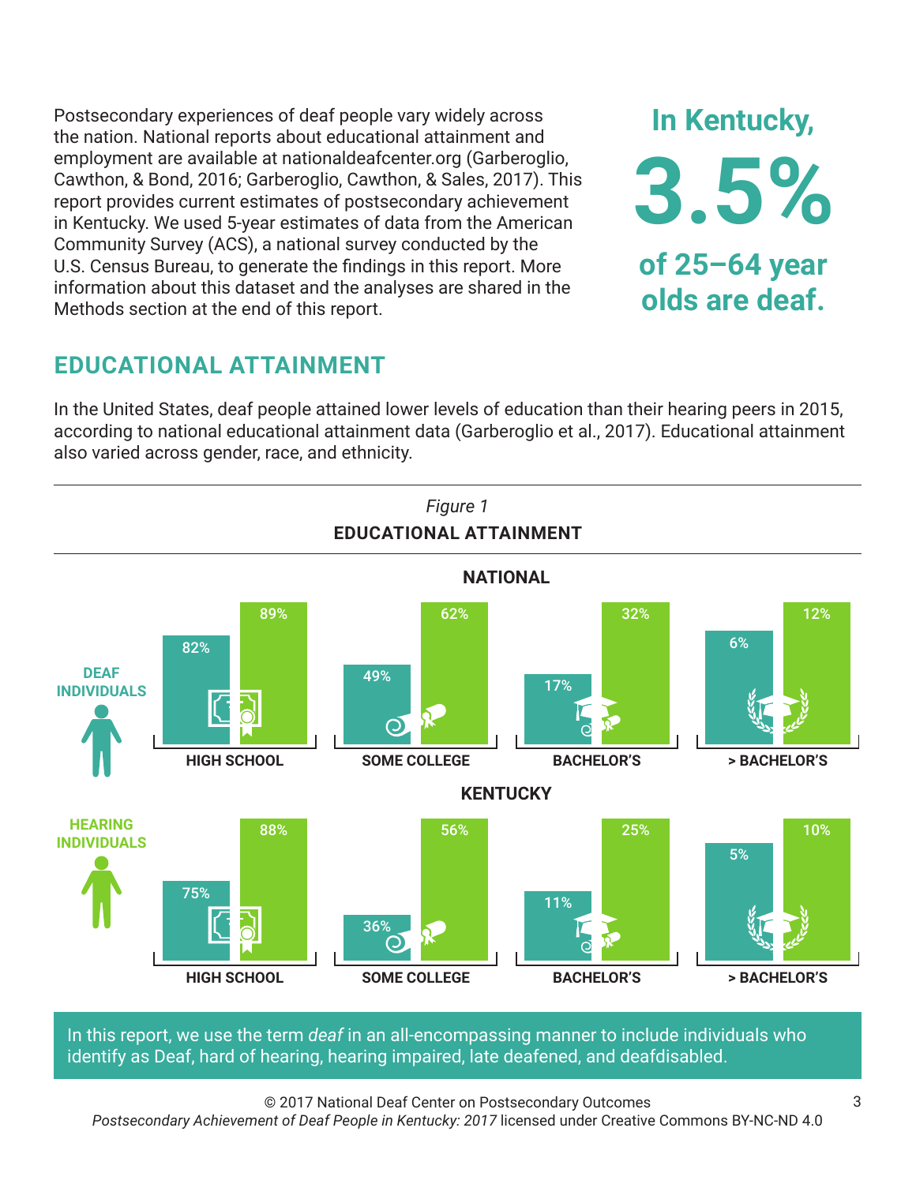Postsecondary experiences of deaf people vary widely across the nation. National reports about educational attainment and employment are available at nationaldeafcenter.org (Garberoglio, Cawthon, & Bond, 2016; Garberoglio, Cawthon, & Sales, 2017). This report provides current estimates of postsecondary achievement in Kentucky. We used 5-year estimates of data from the American Community Survey (ACS), a national survey conducted by the U.S. Census Bureau, to generate the findings in this report. More information about this dataset and the analyses are shared in the Methods section at the end of this report.

**In Kentucky, 3.5% of 25–64 year olds are deaf.**

## EDUCATIONAL ATTAINMENT

In the United States, deaf people attained lower levels of education than their hearing peers in 2015, according to national educational attainment data (Garberoglio et al., 2017). Educational attainment also varied across gender, race, and ethnicity.

*Figure 1*

**EDUCATIONAL ATTAINMENT**

**NATIONAL**

| | HIGH SCHOOL | SOME COLLEGE | BACHELOR'S | > BACHELOR'S |
|---|---|---|---|---|
| Deaf Individuals | 82% | 49% | 17% | 6% |
| Hearing Individuals | 89% | 62% | 32% | 12% |

**KENTUCKY**

| | HIGH SCHOOL | SOME COLLEGE | BACHELOR'S | > BACHELOR'S |
|---|---|---|---|---|
| Deaf Individuals | 75% | 36% | 11% | 5% |
| Hearing Individuals | 88% | 56% | 25% | 10% |

In this report, we use the term *deaf* in an all-encompassing manner to include individuals who identify as Deaf, hard of hearing, hearing impaired, late deafened, and deafdisabled.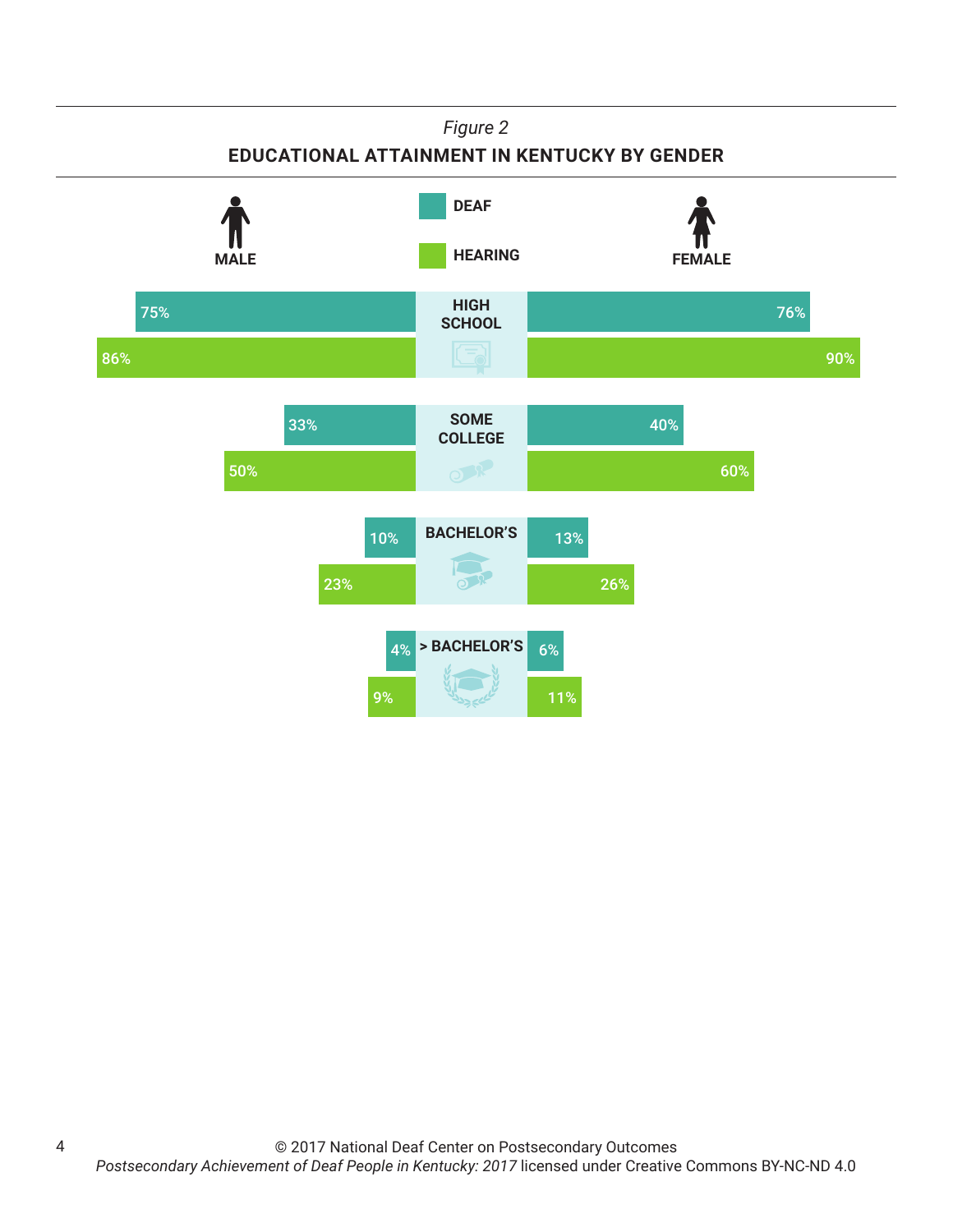*Figure 2*

**EDUCATIONAL ATTAINMENT IN KENTUCKY BY GENDER**

| | Male Deaf | Male Hearing | Female Deaf | Female Hearing |
|---|---|---|---|---|
| HIGH SCHOOL | 75% | 86% | 76% | 90% |
| SOME COLLEGE | 33% | 50% | 40% | 60% |
| BACHELOR'S | 10% | 23% | 13% | 26% |
| > BACHELOR'S | 4% | 9% | 6% | 11% |

© 2017 National Deaf Center on Postsecondary Outcomes
*Postsecondary Achievement of Deaf People in Kentucky: 2017* licensed under Creative Commons BY-NC-ND 4.0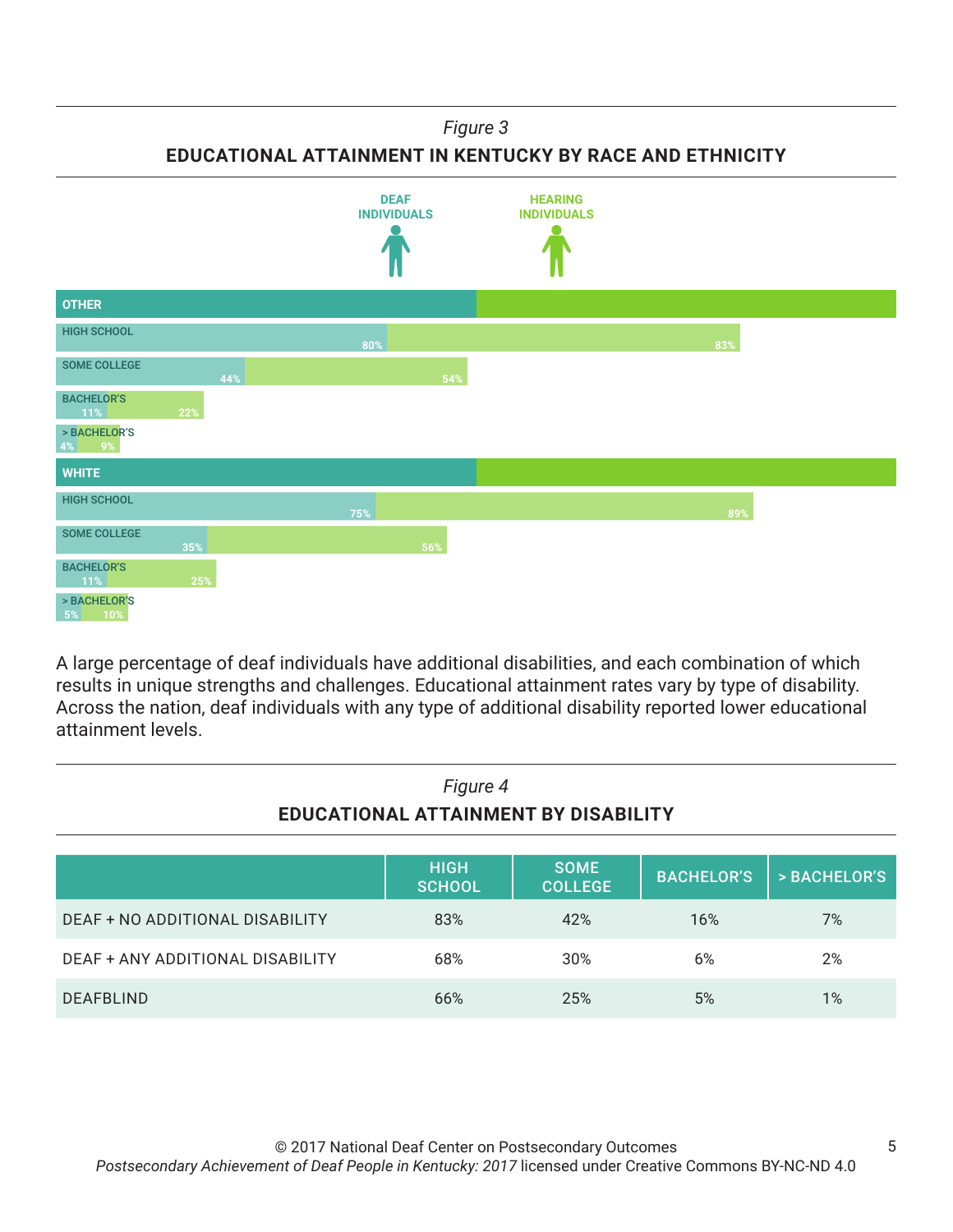*Figure 3*

**EDUCATIONAL ATTAINMENT IN KENTUCKY BY RACE AND ETHNICITY**

| | Deaf Individuals | Hearing Individuals |
|---|---|---|
| **OTHER** | | |
| High School | 80% | 83% |
| Some College | 44% | 54% |
| Bachelor's | 11% | 22% |
| > Bachelor's | 4% | 9% |
| **WHITE** | | |
| High School | 75% | 89% |
| Some College | 35% | 56% |
| Bachelor's | 11% | 25% |
| > Bachelor's | 5% | 10% |

A large percentage of deaf individuals have additional disabilities, and each combination of which results in unique strengths and challenges. Educational attainment rates vary by type of disability. Across the nation, deaf individuals with any type of additional disability reported lower educational attainment levels.

*Figure 4*

**EDUCATIONAL ATTAINMENT BY DISABILITY**

| | HIGH SCHOOL | SOME COLLEGE | BACHELOR'S | > BACHELOR'S |
|---|---|---|---|---|
| DEAF + NO ADDITIONAL DISABILITY | 83% | 42% | 16% | 7% |
| DEAF + ANY ADDITIONAL DISABILITY | 68% | 30% | 6% | 2% |
| DEAFBLIND | 66% | 25% | 5% | 1% |

© 2017 National Deaf Center on Postsecondary Outcomes
*Postsecondary Achievement of Deaf People in Kentucky: 2017* licensed under Creative Commons BY-NC-ND 4.0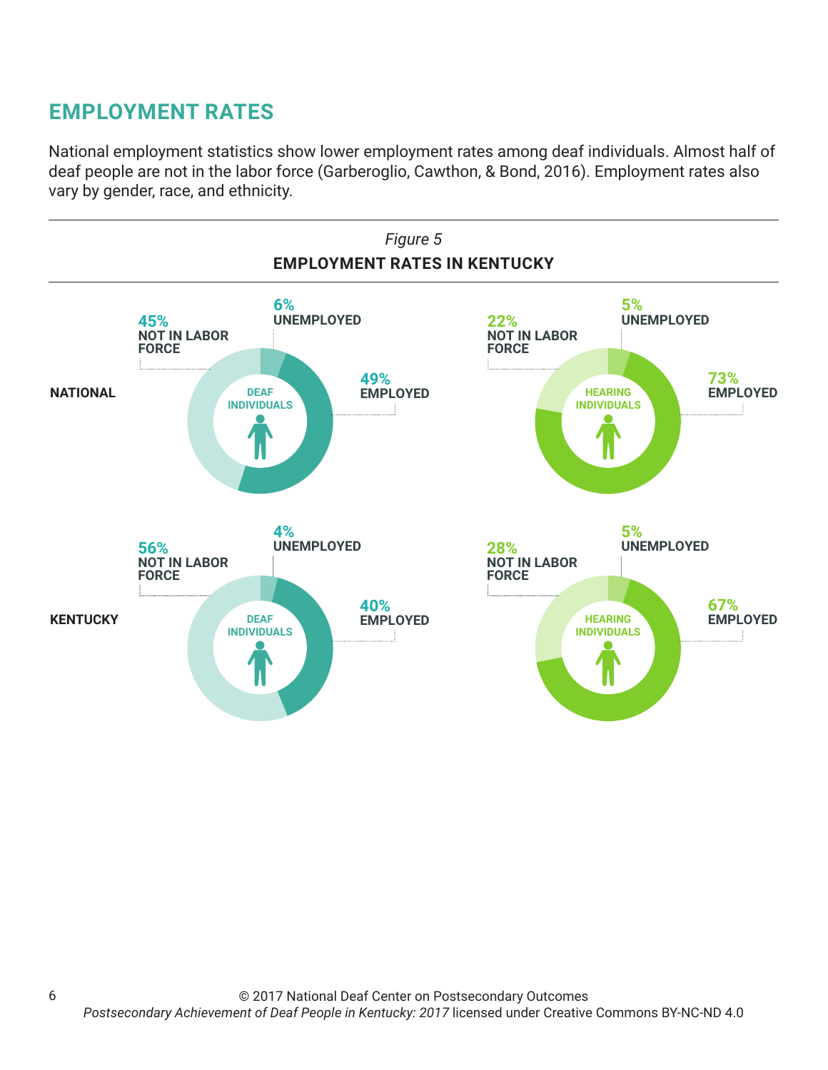## EMPLOYMENT RATES

National employment statistics show lower employment rates among deaf individuals. Almost half of deaf people are not in the labor force (Garberoglio, Cawthon, & Bond, 2016). Employment rates also vary by gender, race, and ethnicity.

*Figure 5*

**EMPLOYMENT RATES IN KENTUCKY**

| | Deaf Individuals | | | Hearing Individuals | | |
|---|---|---|---|---|---|---|
| | Not in Labor Force | Unemployed | Employed | Not in Labor Force | Unemployed | Employed |
| **NATIONAL** | 45% | 6% | 49% | 22% | 5% | 73% |
| **KENTUCKY** | 56% | 4% | 40% | 28% | 5% | 67% |

© 2017 National Deaf Center on Postsecondary Outcomes
*Postsecondary Achievement of Deaf People in Kentucky: 2017* licensed under Creative Commons BY-NC-ND 4.0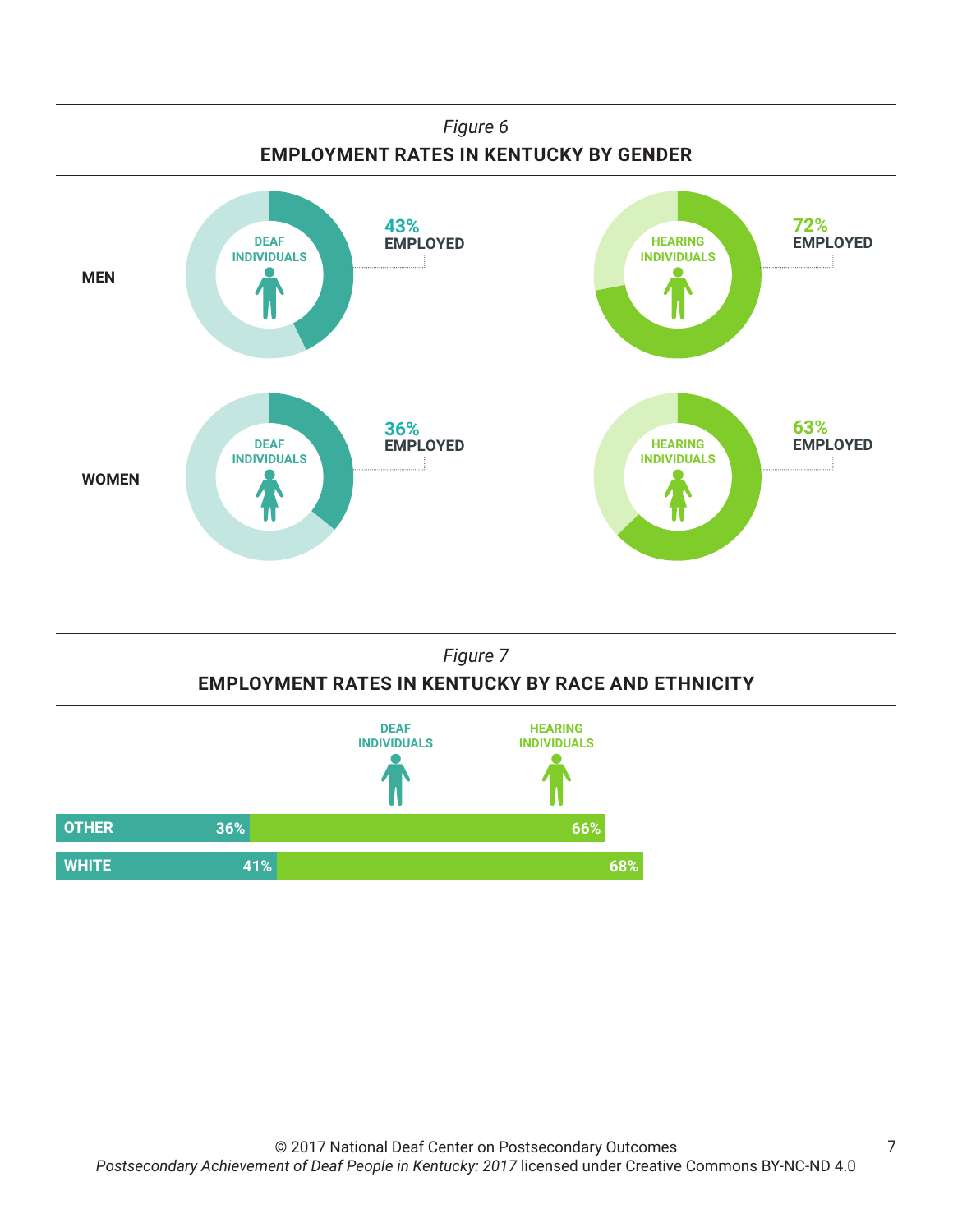*Figure 6*

**EMPLOYMENT RATES IN KENTUCKY BY GENDER**

| | Deaf Individuals | Hearing Individuals |
|---|---|---|
| MEN | 43% EMPLOYED | 72% EMPLOYED |
| WOMEN | 36% EMPLOYED | 63% EMPLOYED |

*Figure 7*

**EMPLOYMENT RATES IN KENTUCKY BY RACE AND ETHNICITY**

| | DEAF INDIVIDUALS | HEARING INDIVIDUALS |
|---|---|---|
| OTHER | 36% | 66% |
| WHITE | 41% | 68% |

© 2017 National Deaf Center on Postsecondary Outcomes
*Postsecondary Achievement of Deaf People in Kentucky: 2017* licensed under Creative Commons BY-NC-ND 4.0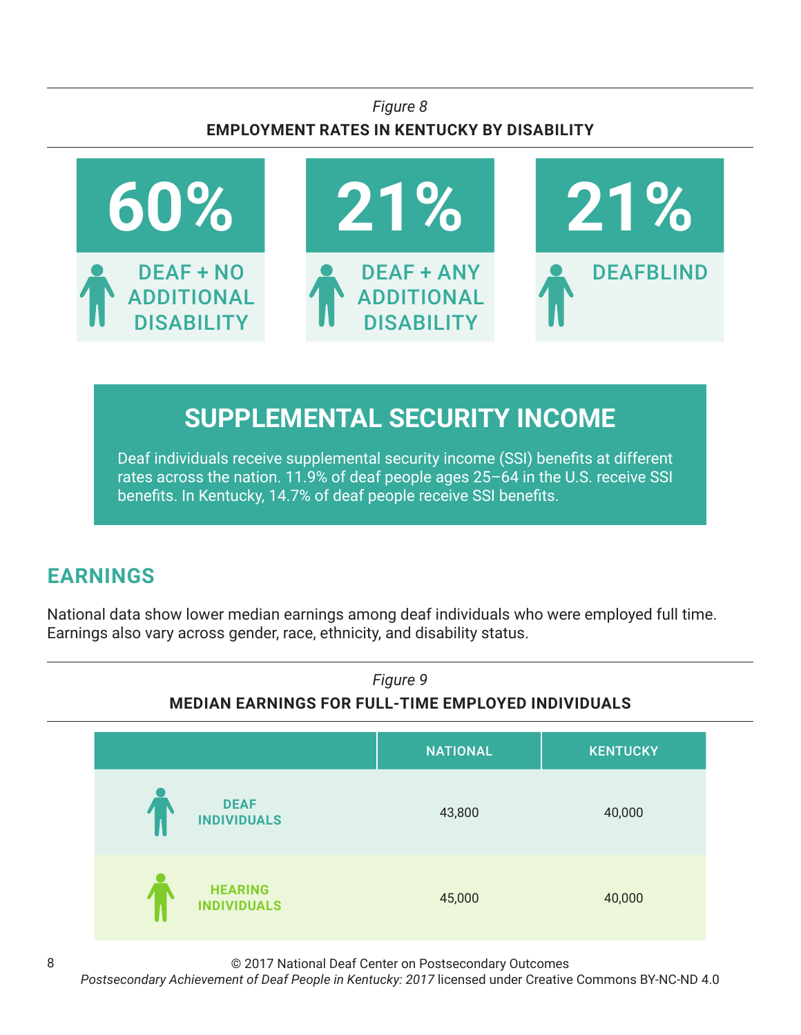*Figure 8*

**EMPLOYMENT RATES IN KENTUCKY BY DISABILITY**

| 60% | 21% | 21% |
|---|---|---|
| DEAF + NO ADDITIONAL DISABILITY | DEAF + ANY ADDITIONAL DISABILITY | DEAFBLIND |

## SUPPLEMENTAL SECURITY INCOME

Deaf individuals receive supplemental security income (SSI) benefits at different rates across the nation. 11.9% of deaf people ages 25–64 in the U.S. receive SSI benefits. In Kentucky, 14.7% of deaf people receive SSI benefits.

## EARNINGS

National data show lower median earnings among deaf individuals who were employed full time. Earnings also vary across gender, race, ethnicity, and disability status.

*Figure 9*

**MEDIAN EARNINGS FOR FULL-TIME EMPLOYED INDIVIDUALS**

| | NATIONAL | KENTUCKY |
|---|---|---|
| DEAF INDIVIDUALS | 43,800 | 40,000 |
| HEARING INDIVIDUALS | 45,000 | 40,000 |

© 2017 National Deaf Center on Postsecondary Outcomes
*Postsecondary Achievement of Deaf People in Kentucky: 2017* licensed under Creative Commons BY-NC-ND 4.0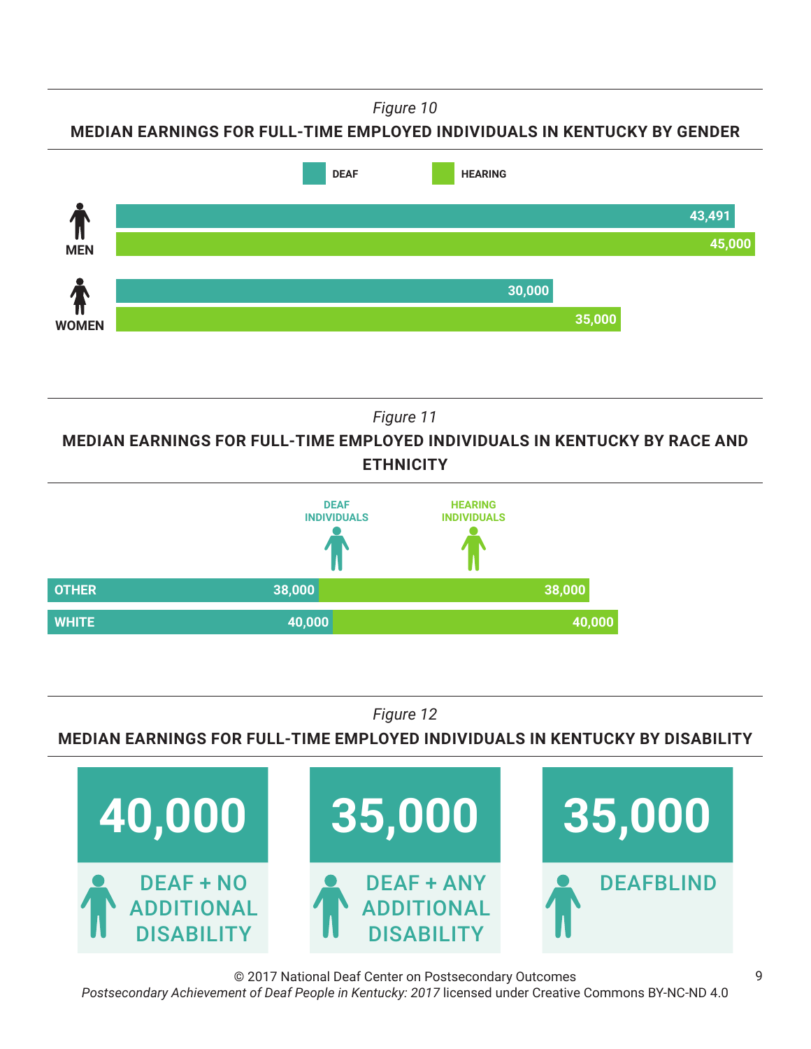*Figure 10*

**MEDIAN EARNINGS FOR FULL-TIME EMPLOYED INDIVIDUALS IN KENTUCKY BY GENDER**

| | DEAF | HEARING |
|---|---|---|
| MEN | 43,491 | 45,000 |
| WOMEN | 30,000 | 35,000 |

*Figure 11*

**MEDIAN EARNINGS FOR FULL-TIME EMPLOYED INDIVIDUALS IN KENTUCKY BY RACE AND ETHNICITY**

| | DEAF INDIVIDUALS | HEARING INDIVIDUALS |
|---|---|---|
| OTHER | 38,000 | 38,000 |
| WHITE | 40,000 | 40,000 |

*Figure 12*

**MEDIAN EARNINGS FOR FULL-TIME EMPLOYED INDIVIDUALS IN KENTUCKY BY DISABILITY**

| DEAF + NO ADDITIONAL DISABILITY | DEAF + ANY ADDITIONAL DISABILITY | DEAFBLIND |
|---|---|---|
| 40,000 | 35,000 | 35,000 |

© 2017 National Deaf Center on Postsecondary Outcomes
*Postsecondary Achievement of Deaf People in Kentucky: 2017* licensed under Creative Commons BY-NC-ND 4.0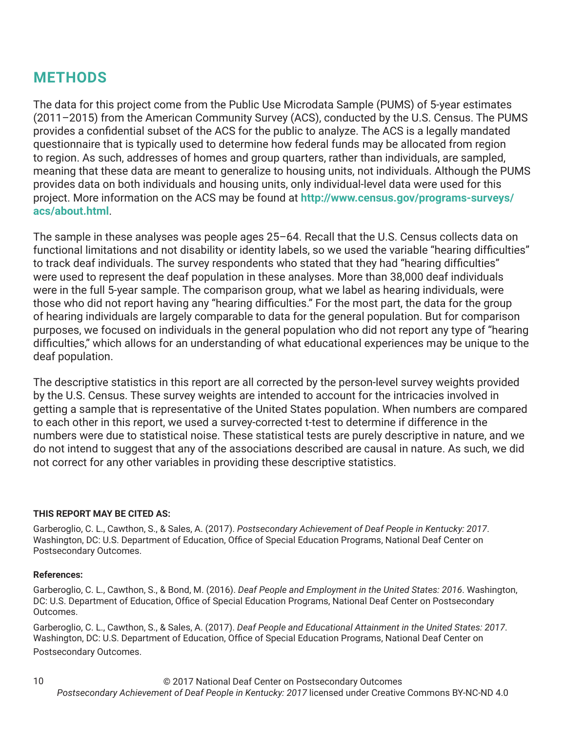## METHODS

The data for this project come from the Public Use Microdata Sample (PUMS) of 5-year estimates (2011–2015) from the American Community Survey (ACS), conducted by the U.S. Census. The PUMS provides a confidential subset of the ACS for the public to analyze. The ACS is a legally mandated questionnaire that is typically used to determine how federal funds may be allocated from region to region. As such, addresses of homes and group quarters, rather than individuals, are sampled, meaning that these data are meant to generalize to housing units, not individuals. Although the PUMS provides data on both individuals and housing units, only individual-level data were used for this project. More information on the ACS may be found at **http://www.census.gov/programs-surveys/acs/about.html**.

The sample in these analyses was people ages 25–64. Recall that the U.S. Census collects data on functional limitations and not disability or identity labels, so we used the variable "hearing difficulties" to track deaf individuals. The survey respondents who stated that they had "hearing difficulties" were used to represent the deaf population in these analyses. More than 38,000 deaf individuals were in the full 5-year sample. The comparison group, what we label as hearing individuals, were those who did not report having any "hearing difficulties." For the most part, the data for the group of hearing individuals are largely comparable to data for the general population. But for comparison purposes, we focused on individuals in the general population who did not report any type of "hearing difficulties," which allows for an understanding of what educational experiences may be unique to the deaf population.

The descriptive statistics in this report are all corrected by the person-level survey weights provided by the U.S. Census. These survey weights are intended to account for the intricacies involved in getting a sample that is representative of the United States population. When numbers are compared to each other in this report, we used a survey-corrected t-test to determine if difference in the numbers were due to statistical noise. These statistical tests are purely descriptive in nature, and we do not intend to suggest that any of the associations described are causal in nature. As such, we did not correct for any other variables in providing these descriptive statistics.

**THIS REPORT MAY BE CITED AS:**

Garberoglio, C. L., Cawthon, S., & Sales, A. (2017). *Postsecondary Achievement of Deaf People in Kentucky: 2017*. Washington, DC: U.S. Department of Education, Office of Special Education Programs, National Deaf Center on Postsecondary Outcomes.

**References:**

Garberoglio, C. L., Cawthon, S., & Bond, M. (2016). *Deaf People and Employment in the United States: 2016*. Washington, DC: U.S. Department of Education, Office of Special Education Programs, National Deaf Center on Postsecondary Outcomes.

Garberoglio, C. L., Cawthon, S., & Sales, A. (2017). *Deaf People and Educational Attainment in the United States: 2017*. Washington, DC: U.S. Department of Education, Office of Special Education Programs, National Deaf Center on Postsecondary Outcomes.

© 2017 National Deaf Center on Postsecondary Outcomes
*Postsecondary Achievement of Deaf People in Kentucky: 2017* licensed under Creative Commons BY-NC-ND 4.0